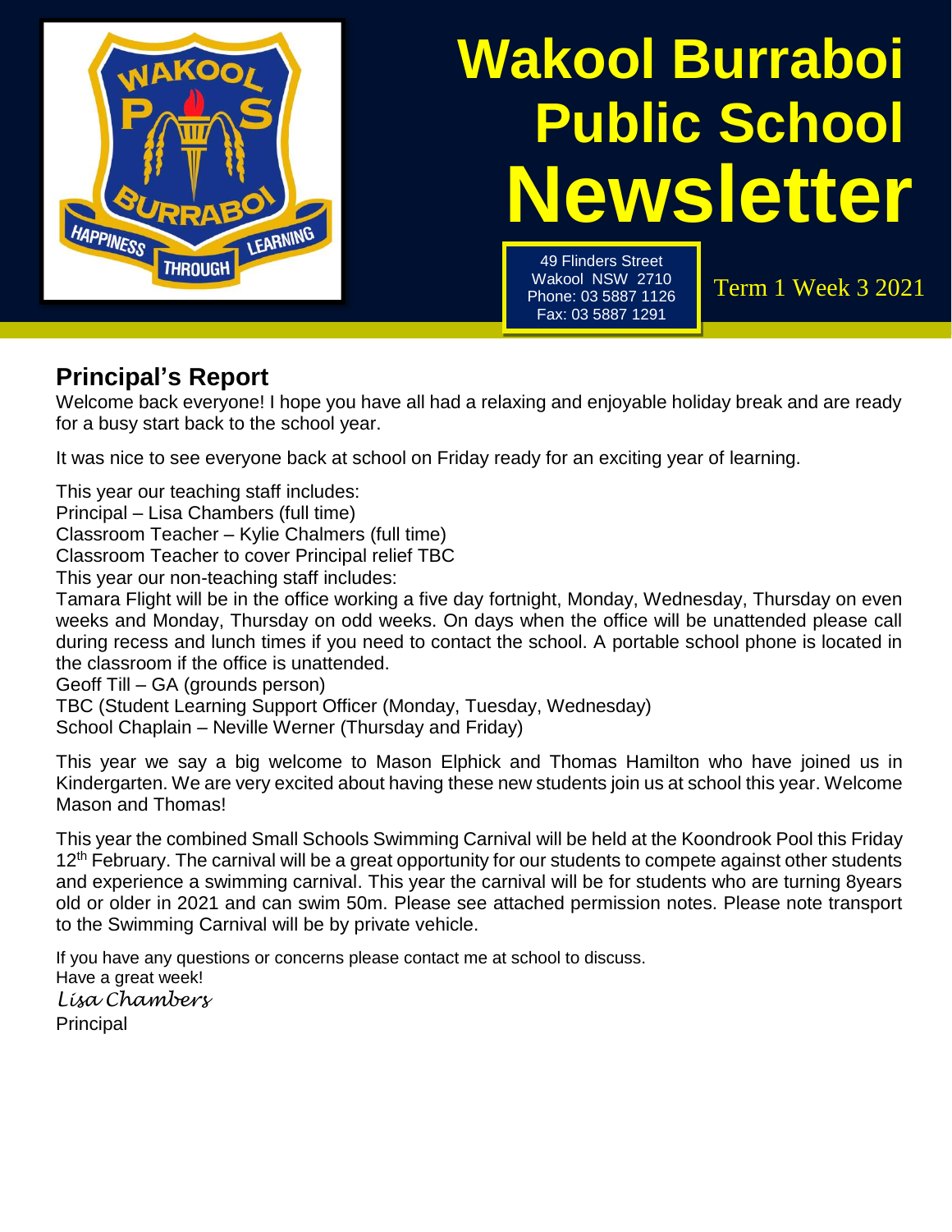# Wakool Burraboi Public School Newsletter

49 Flinders Street
Wakool NSW 2710
Phone: 03 5887 1126
Fax: 03 5887 1291

Term 1 Week 3 2021

## Principal's Report

Welcome back everyone! I hope you have all had a relaxing and enjoyable holiday break and are ready for a busy start back to the school year.

It was nice to see everyone back at school on Friday ready for an exciting year of learning.

This year our teaching staff includes:
Principal – Lisa Chambers (full time)
Classroom Teacher – Kylie Chalmers (full time)
Classroom Teacher to cover Principal relief TBC
This year our non-teaching staff includes:
Tamara Flight will be in the office working a five day fortnight, Monday, Wednesday, Thursday on even weeks and Monday, Thursday on odd weeks. On days when the office will be unattended please call during recess and lunch times if you need to contact the school. A portable school phone is located in the classroom if the office is unattended.
Geoff Till – GA (grounds person)
TBC (Student Learning Support Officer (Monday, Tuesday, Wednesday)
School Chaplain – Neville Werner (Thursday and Friday)

This year we say a big welcome to Mason Elphick and Thomas Hamilton who have joined us in Kindergarten. We are very excited about having these new students join us at school this year. Welcome Mason and Thomas!

This year the combined Small Schools Swimming Carnival will be held at the Koondrook Pool this Friday 12th February. The carnival will be a great opportunity for our students to compete against other students and experience a swimming carnival. This year the carnival will be for students who are turning 8years old or older in 2021 and can swim 50m. Please see attached permission notes. Please note transport to the Swimming Carnival will be by private vehicle.

If you have any questions or concerns please contact me at school to discuss.
Have a great week!
*Lisa Chambers*
Principal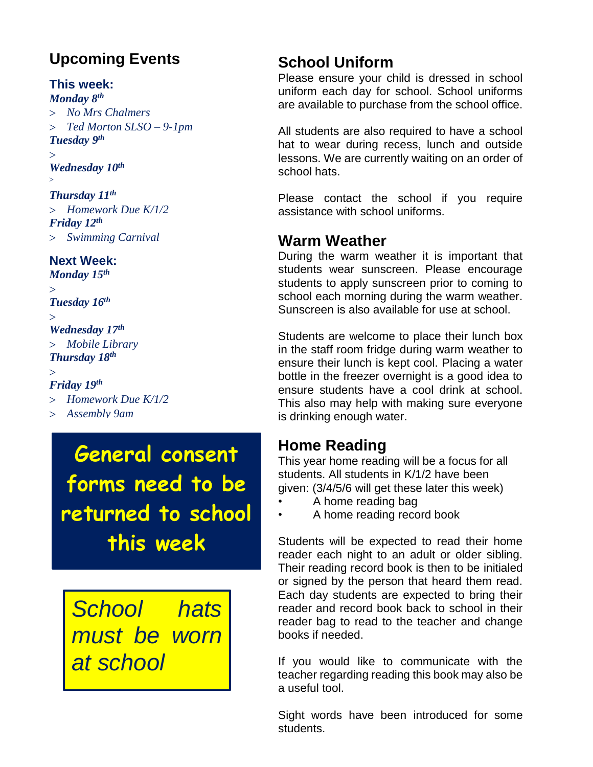## Upcoming Events

### This week:

***Monday 8th***

> *No Mrs Chalmers*
> *Ted Morton SLSO – 9-1pm*

***Tuesday 9th***

>

***Wednesday 10th***

>

***Thursday 11th***

> *Homework Due K/1/2*

***Friday 12th***

> *Swimming Carnival*

### Next Week:

***Monday 15th***

>

***Tuesday 16th***

>

***Wednesday 17th***

> *Mobile Library*

***Thursday 18th***

>

***Friday 19th***

> *Homework Due K/1/2*
> *Assembly 9am*

**General consent forms need to be returned to school this week**

*School hats must be worn at school*

## School Uniform

Please ensure your child is dressed in school uniform each day for school. School uniforms are available to purchase from the school office.

All students are also required to have a school hat to wear during recess, lunch and outside lessons. We are currently waiting on an order of school hats.

Please contact the school if you require assistance with school uniforms.

## Warm Weather

During the warm weather it is important that students wear sunscreen. Please encourage students to apply sunscreen prior to coming to school each morning during the warm weather. Sunscreen is also available for use at school.

Students are welcome to place their lunch box in the staff room fridge during warm weather to ensure their lunch is kept cool. Placing a water bottle in the freezer overnight is a good idea to ensure students have a cool drink at school. This also may help with making sure everyone is drinking enough water.

## Home Reading

This year home reading will be a focus for all students. All students in K/1/2 have been given: (3/4/5/6 will get these later this week)

- A home reading bag
- A home reading record book

Students will be expected to read their home reader each night to an adult or older sibling. Their reading record book is then to be initialed or signed by the person that heard them read. Each day students are expected to bring their reader and record book back to school in their reader bag to read to the teacher and change books if needed.

If you would like to communicate with the teacher regarding reading this book may also be a useful tool.

Sight words have been introduced for some students.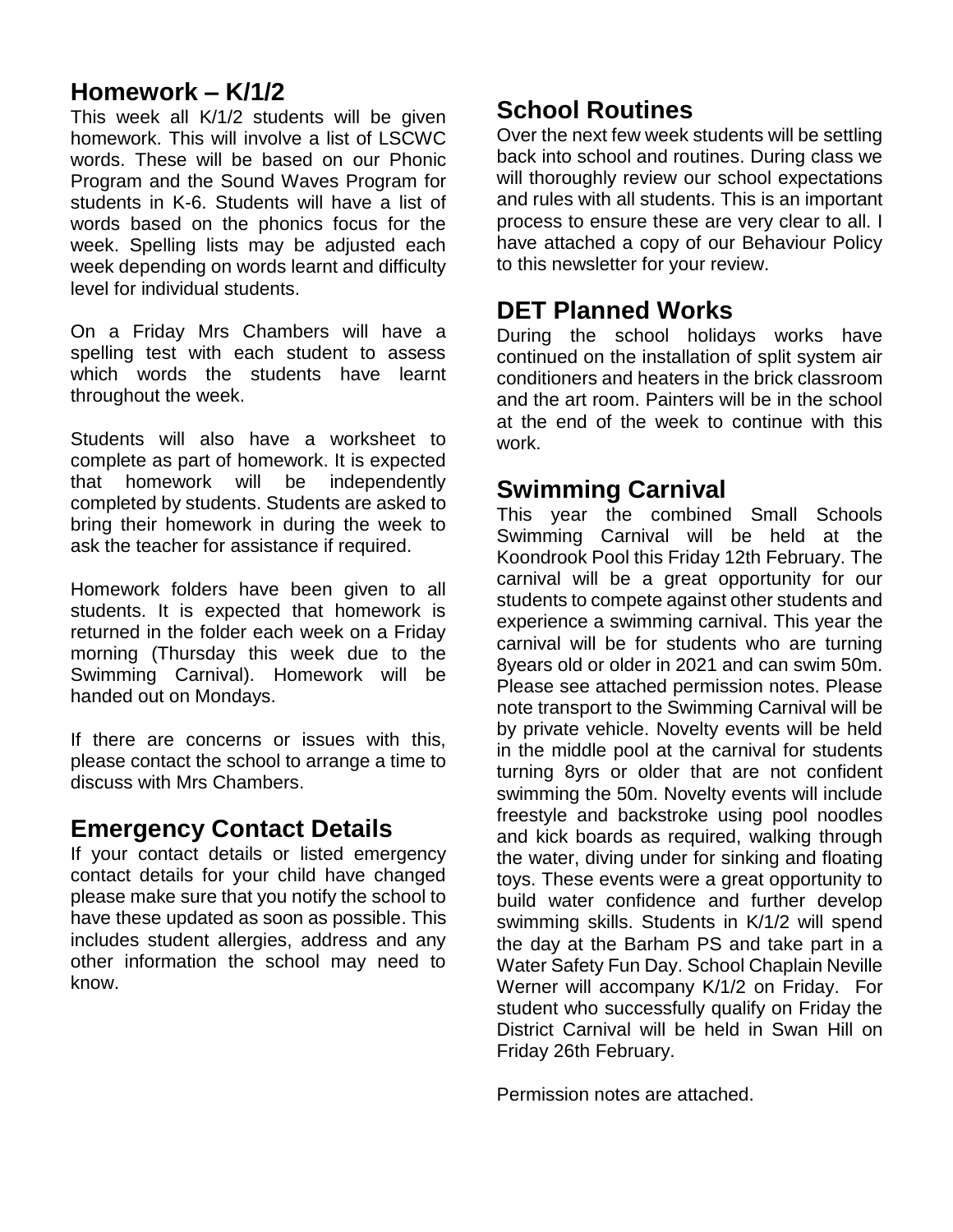## Homework – K/1/2

This week all K/1/2 students will be given homework. This will involve a list of LSCWC words. These will be based on our Phonic Program and the Sound Waves Program for students in K-6. Students will have a list of words based on the phonics focus for the week. Spelling lists may be adjusted each week depending on words learnt and difficulty level for individual students.

On a Friday Mrs Chambers will have a spelling test with each student to assess which words the students have learnt throughout the week.

Students will also have a worksheet to complete as part of homework. It is expected that homework will be independently completed by students. Students are asked to bring their homework in during the week to ask the teacher for assistance if required.

Homework folders have been given to all students. It is expected that homework is returned in the folder each week on a Friday morning (Thursday this week due to the Swimming Carnival). Homework will be handed out on Mondays.

If there are concerns or issues with this, please contact the school to arrange a time to discuss with Mrs Chambers.

## Emergency Contact Details

If your contact details or listed emergency contact details for your child have changed please make sure that you notify the school to have these updated as soon as possible. This includes student allergies, address and any other information the school may need to know.

## School Routines

Over the next few week students will be settling back into school and routines. During class we will thoroughly review our school expectations and rules with all students. This is an important process to ensure these are very clear to all. I have attached a copy of our Behaviour Policy to this newsletter for your review.

## DET Planned Works

During the school holidays works have continued on the installation of split system air conditioners and heaters in the brick classroom and the art room. Painters will be in the school at the end of the week to continue with this work.

## Swimming Carnival

This year the combined Small Schools Swimming Carnival will be held at the Koondrook Pool this Friday 12th February. The carnival will be a great opportunity for our students to compete against other students and experience a swimming carnival. This year the carnival will be for students who are turning 8years old or older in 2021 and can swim 50m. Please see attached permission notes. Please note transport to the Swimming Carnival will be by private vehicle. Novelty events will be held in the middle pool at the carnival for students turning 8yrs or older that are not confident swimming the 50m. Novelty events will include freestyle and backstroke using pool noodles and kick boards as required, walking through the water, diving under for sinking and floating toys. These events were a great opportunity to build water confidence and further develop swimming skills. Students in K/1/2 will spend the day at the Barham PS and take part in a Water Safety Fun Day. School Chaplain Neville Werner will accompany K/1/2 on Friday. For student who successfully qualify on Friday the District Carnival will be held in Swan Hill on Friday 26th February.

Permission notes are attached.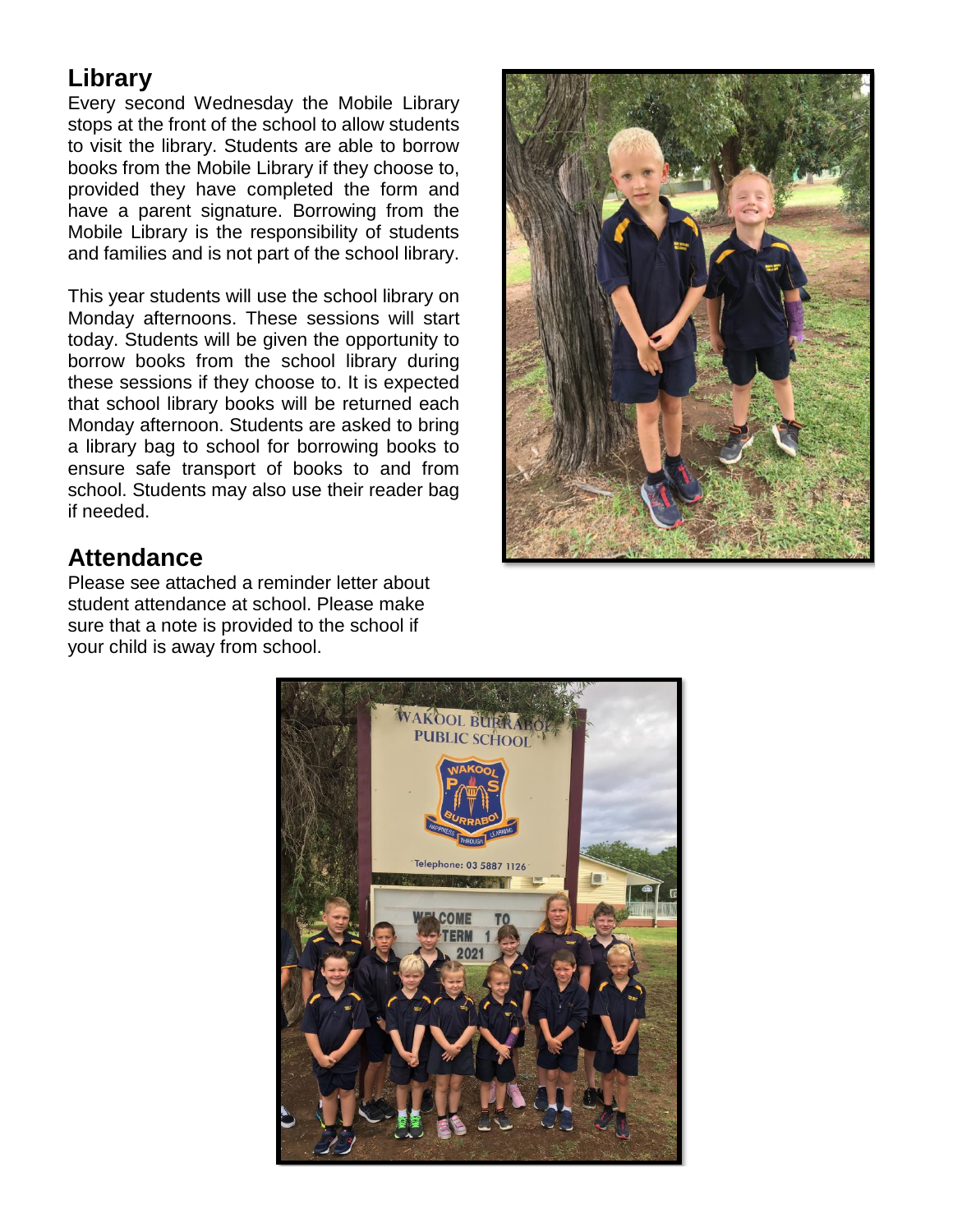## Library

Every second Wednesday the Mobile Library stops at the front of the school to allow students to visit the library. Students are able to borrow books from the Mobile Library if they choose to, provided they have completed the form and have a parent signature. Borrowing from the Mobile Library is the responsibility of students and families and is not part of the school library.

This year students will use the school library on Monday afternoons. These sessions will start today. Students will be given the opportunity to borrow books from the school library during these sessions if they choose to. It is expected that school library books will be returned each Monday afternoon. Students are asked to bring a library bag to school for borrowing books to ensure safe transport of books to and from school. Students may also use their reader bag if needed.

## Attendance

Please see attached a reminder letter about student attendance at school. Please make sure that a note is provided to the school if your child is away from school.